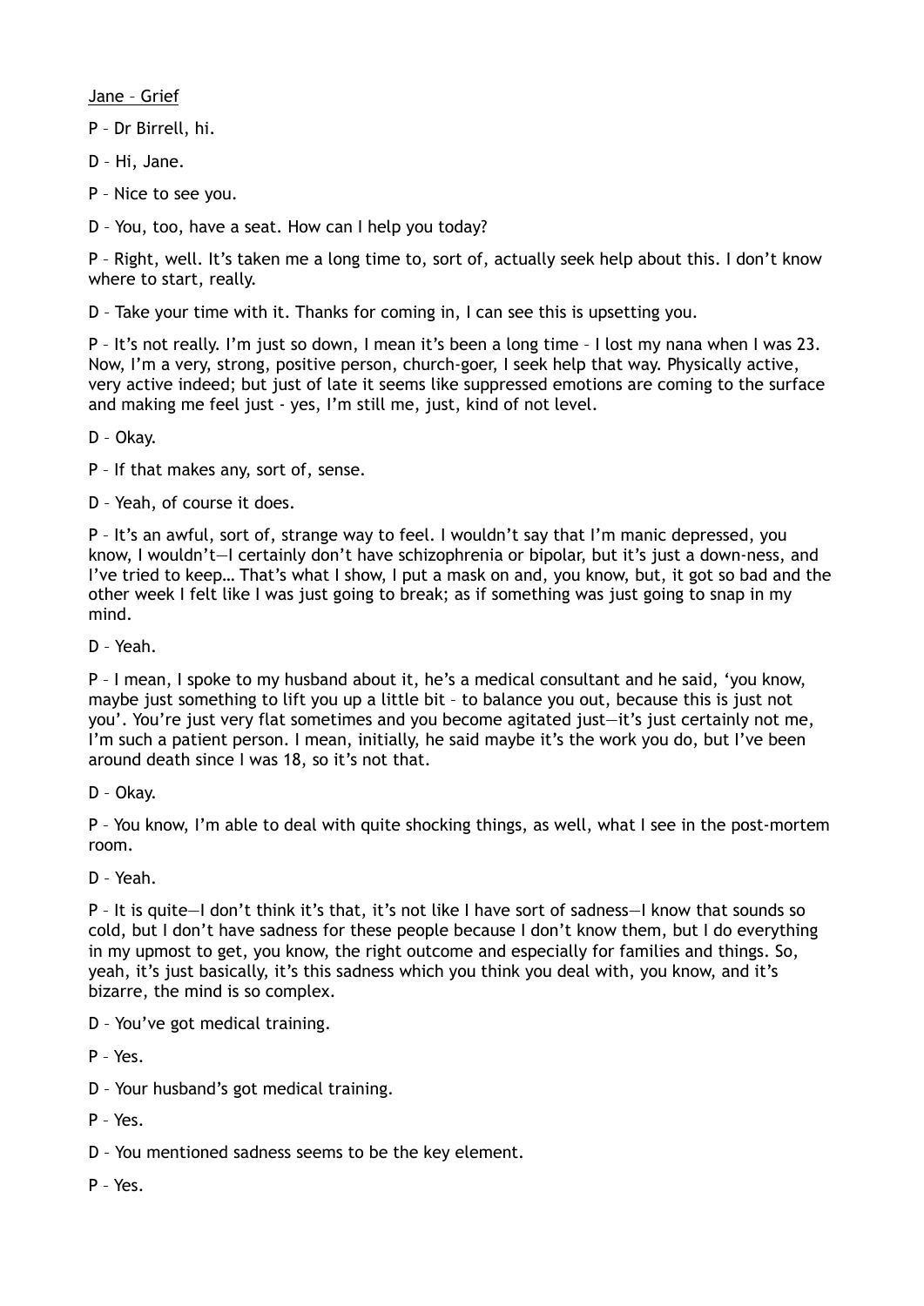<u>Jane – Grief</u>

P – Dr Birrell, hi.

D – Hi, Jane.

P – Nice to see you.

D – You, too, have a seat. How can I help you today?

P – Right, well. It's taken me a long time to, sort of, actually seek help about this. I don't know where to start, really.

D – Take your time with it. Thanks for coming in, I can see this is upsetting you.

P – It's not really. I'm just so down, I mean it's been a long time – I lost my nana when I was 23. Now, I'm a very, strong, positive person, church-goer, I seek help that way. Physically active, very active indeed; but just of late it seems like suppressed emotions are coming to the surface and making me feel just - yes, I'm still me, just, kind of not level.

D – Okay.

P – If that makes any, sort of, sense.

D – Yeah, of course it does.

P – It's an awful, sort of, strange way to feel. I wouldn't say that I'm manic depressed, you know, I wouldn't—I certainly don't have schizophrenia or bipolar, but it's just a down-ness, and I've tried to keep… That's what I show, I put a mask on and, you know, but, it got so bad and the other week I felt like I was just going to break; as if something was just going to snap in my mind.

D – Yeah.

P – I mean, I spoke to my husband about it, he's a medical consultant and he said, 'you know, maybe just something to lift you up a little bit – to balance you out, because this is just not you'. You're just very flat sometimes and you become agitated just—it's just certainly not me, I'm such a patient person. I mean, initially, he said maybe it's the work you do, but I've been around death since I was 18, so it's not that.

D – Okay.

P – You know, I'm able to deal with quite shocking things, as well, what I see in the post-mortem room.

D – Yeah.

P – It is quite—I don't think it's that, it's not like I have sort of sadness—I know that sounds so cold, but I don't have sadness for these people because I don't know them, but I do everything in my upmost to get, you know, the right outcome and especially for families and things. So, yeah, it's just basically, it's this sadness which you think you deal with, you know, and it's bizarre, the mind is so complex.

D – You've got medical training.

P – Yes.

D – Your husband's got medical training.

P – Yes.

D – You mentioned sadness seems to be the key element.

P – Yes.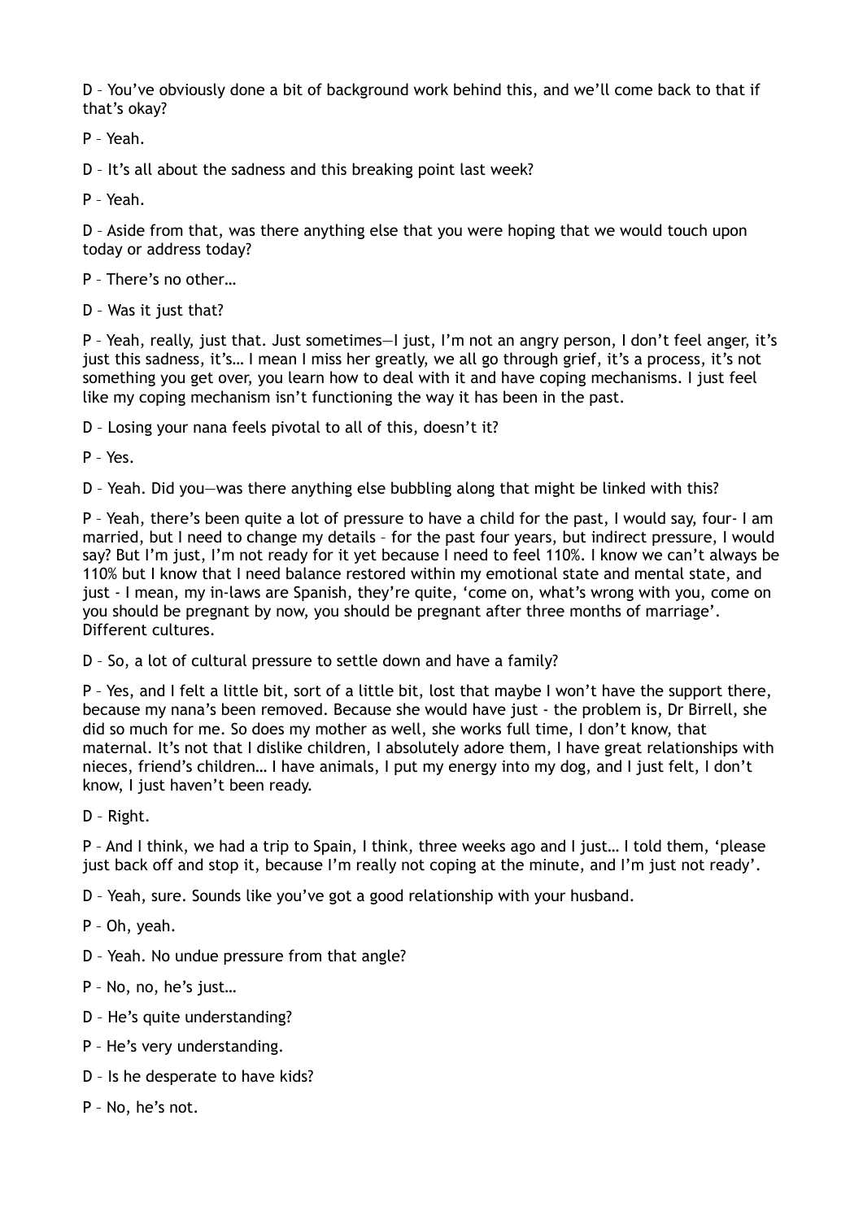D – You've obviously done a bit of background work behind this, and we'll come back to that if that's okay?

P – Yeah.

D – It's all about the sadness and this breaking point last week?

P – Yeah.

D – Aside from that, was there anything else that you were hoping that we would touch upon today or address today?

P – There's no other…

D – Was it just that?

P – Yeah, really, just that. Just sometimes—I just, I'm not an angry person, I don't feel anger, it's just this sadness, it's… I mean I miss her greatly, we all go through grief, it's a process, it's not something you get over, you learn how to deal with it and have coping mechanisms. I just feel like my coping mechanism isn't functioning the way it has been in the past.

D – Losing your nana feels pivotal to all of this, doesn't it?

P – Yes.

D – Yeah. Did you—was there anything else bubbling along that might be linked with this?

P – Yeah, there's been quite a lot of pressure to have a child for the past, I would say, four- I am married, but I need to change my details – for the past four years, but indirect pressure, I would say? But I'm just, I'm not ready for it yet because I need to feel 110%. I know we can't always be 110% but I know that I need balance restored within my emotional state and mental state, and just - I mean, my in-laws are Spanish, they're quite, 'come on, what's wrong with you, come on you should be pregnant by now, you should be pregnant after three months of marriage'. Different cultures.

D – So, a lot of cultural pressure to settle down and have a family?

P – Yes, and I felt a little bit, sort of a little bit, lost that maybe I won't have the support there, because my nana's been removed. Because she would have just - the problem is, Dr Birrell, she did so much for me. So does my mother as well, she works full time, I don't know, that maternal. It's not that I dislike children, I absolutely adore them, I have great relationships with nieces, friend's children… I have animals, I put my energy into my dog, and I just felt, I don't know, I just haven't been ready.

D – Right.

P – And I think, we had a trip to Spain, I think, three weeks ago and I just… I told them, 'please just back off and stop it, because I'm really not coping at the minute, and I'm just not ready'.

D – Yeah, sure. Sounds like you've got a good relationship with your husband.

P – Oh, yeah.

D – Yeah. No undue pressure from that angle?

P – No, no, he's just…

D – He's quite understanding?

P – He's very understanding.

D – Is he desperate to have kids?

P – No, he's not.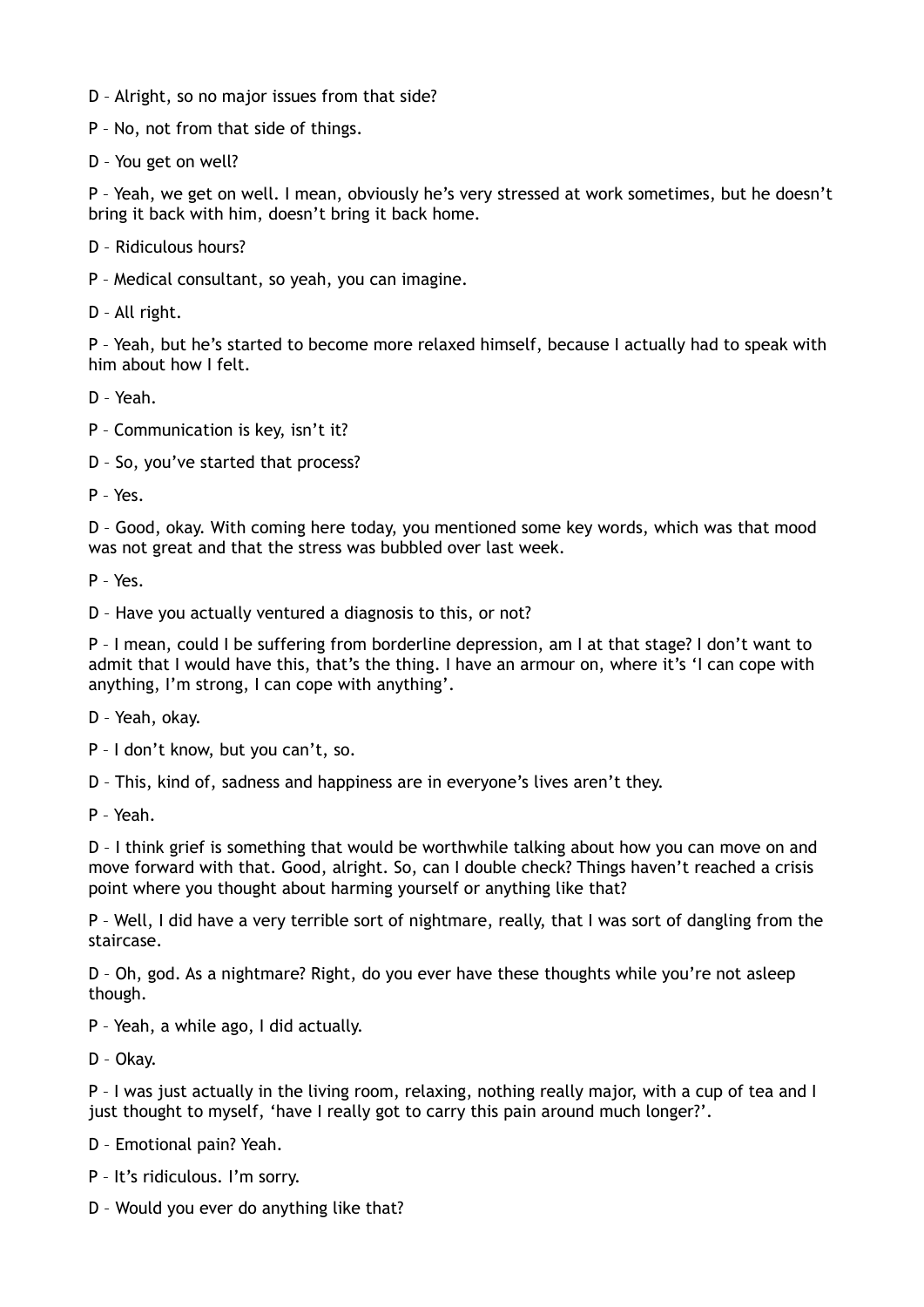D – Alright, so no major issues from that side?

P – No, not from that side of things.

D – You get on well?

P – Yeah, we get on well. I mean, obviously he's very stressed at work sometimes, but he doesn't bring it back with him, doesn't bring it back home.

D – Ridiculous hours?

P – Medical consultant, so yeah, you can imagine.

D – All right.

P – Yeah, but he's started to become more relaxed himself, because I actually had to speak with him about how I felt.

D – Yeah.

P – Communication is key, isn't it?

D – So, you've started that process?

P – Yes.

D – Good, okay. With coming here today, you mentioned some key words, which was that mood was not great and that the stress was bubbled over last week.

P – Yes.

D – Have you actually ventured a diagnosis to this, or not?

P – I mean, could I be suffering from borderline depression, am I at that stage? I don't want to admit that I would have this, that's the thing. I have an armour on, where it's 'I can cope with anything, I'm strong, I can cope with anything'.

D – Yeah, okay.

P – I don't know, but you can't, so.

D – This, kind of, sadness and happiness are in everyone's lives aren't they.

P – Yeah.

D – I think grief is something that would be worthwhile talking about how you can move on and move forward with that. Good, alright. So, can I double check? Things haven't reached a crisis point where you thought about harming yourself or anything like that?

P – Well, I did have a very terrible sort of nightmare, really, that I was sort of dangling from the staircase.

D – Oh, god. As a nightmare? Right, do you ever have these thoughts while you're not asleep though.

P – Yeah, a while ago, I did actually.

D – Okay.

P – I was just actually in the living room, relaxing, nothing really major, with a cup of tea and I just thought to myself, 'have I really got to carry this pain around much longer?'.

D – Emotional pain? Yeah.

P – It's ridiculous. I'm sorry.

D – Would you ever do anything like that?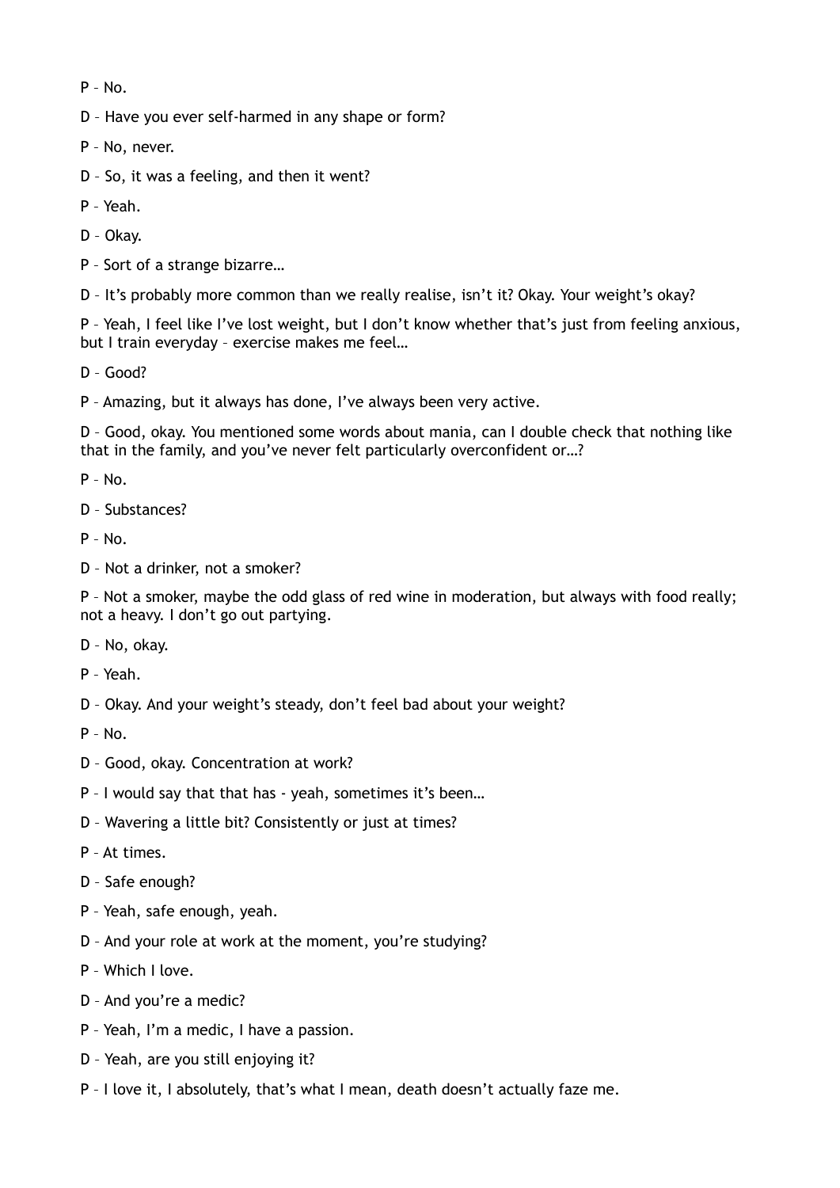P – No.

D – Have you ever self-harmed in any shape or form?

P – No, never.

D – So, it was a feeling, and then it went?

P – Yeah.

D – Okay.

P – Sort of a strange bizarre…

D – It's probably more common than we really realise, isn't it? Okay. Your weight's okay?

P – Yeah, I feel like I've lost weight, but I don't know whether that's just from feeling anxious, but I train everyday – exercise makes me feel…

D – Good?

P – Amazing, but it always has done, I've always been very active.

D – Good, okay. You mentioned some words about mania, can I double check that nothing like that in the family, and you've never felt particularly overconfident or…?

P – No.

D – Substances?

P – No.

D – Not a drinker, not a smoker?

P – Not a smoker, maybe the odd glass of red wine in moderation, but always with food really; not a heavy. I don't go out partying.

D – No, okay.

P – Yeah.

D – Okay. And your weight's steady, don't feel bad about your weight?

P – No.

D – Good, okay. Concentration at work?

P – I would say that that has - yeah, sometimes it's been…

D – Wavering a little bit? Consistently or just at times?

P – At times.

D – Safe enough?

P – Yeah, safe enough, yeah.

D – And your role at work at the moment, you're studying?

P – Which I love.

D – And you're a medic?

P – Yeah, I'm a medic, I have a passion.

D – Yeah, are you still enjoying it?

P – I love it, I absolutely, that's what I mean, death doesn't actually faze me.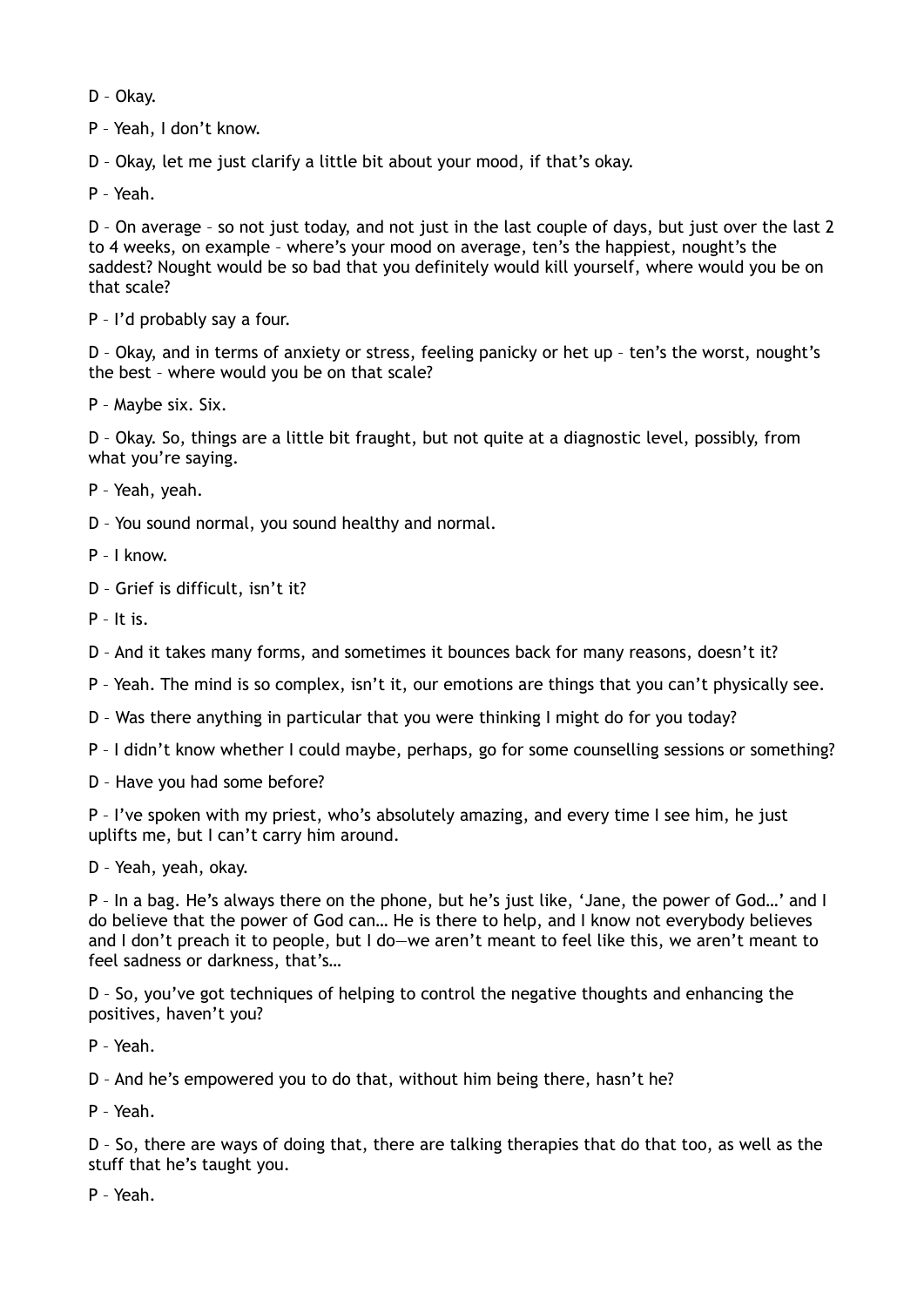D – Okay.

P – Yeah, I don't know.

D – Okay, let me just clarify a little bit about your mood, if that's okay.

P – Yeah.

D – On average – so not just today, and not just in the last couple of days, but just over the last 2 to 4 weeks, on example – where's your mood on average, ten's the happiest, nought's the saddest? Nought would be so bad that you definitely would kill yourself, where would you be on that scale?

P – I'd probably say a four.

D – Okay, and in terms of anxiety or stress, feeling panicky or het up – ten's the worst, nought's the best – where would you be on that scale?

P – Maybe six. Six.

D – Okay. So, things are a little bit fraught, but not quite at a diagnostic level, possibly, from what you're saying.

P – Yeah, yeah.

D – You sound normal, you sound healthy and normal.

P – I know.

D – Grief is difficult, isn't it?

P – It is.

D – And it takes many forms, and sometimes it bounces back for many reasons, doesn't it?

P – Yeah. The mind is so complex, isn't it, our emotions are things that you can't physically see.

D – Was there anything in particular that you were thinking I might do for you today?

P – I didn't know whether I could maybe, perhaps, go for some counselling sessions or something?

D – Have you had some before?

P – I've spoken with my priest, who's absolutely amazing, and every time I see him, he just uplifts me, but I can't carry him around.

D – Yeah, yeah, okay.

P – In a bag. He's always there on the phone, but he's just like, 'Jane, the power of God…' and I do believe that the power of God can… He is there to help, and I know not everybody believes and I don't preach it to people, but I do—we aren't meant to feel like this, we aren't meant to feel sadness or darkness, that's…

D – So, you've got techniques of helping to control the negative thoughts and enhancing the positives, haven't you?

P – Yeah.

D – And he's empowered you to do that, without him being there, hasn't he?

P – Yeah.

D – So, there are ways of doing that, there are talking therapies that do that too, as well as the stuff that he's taught you.

P – Yeah.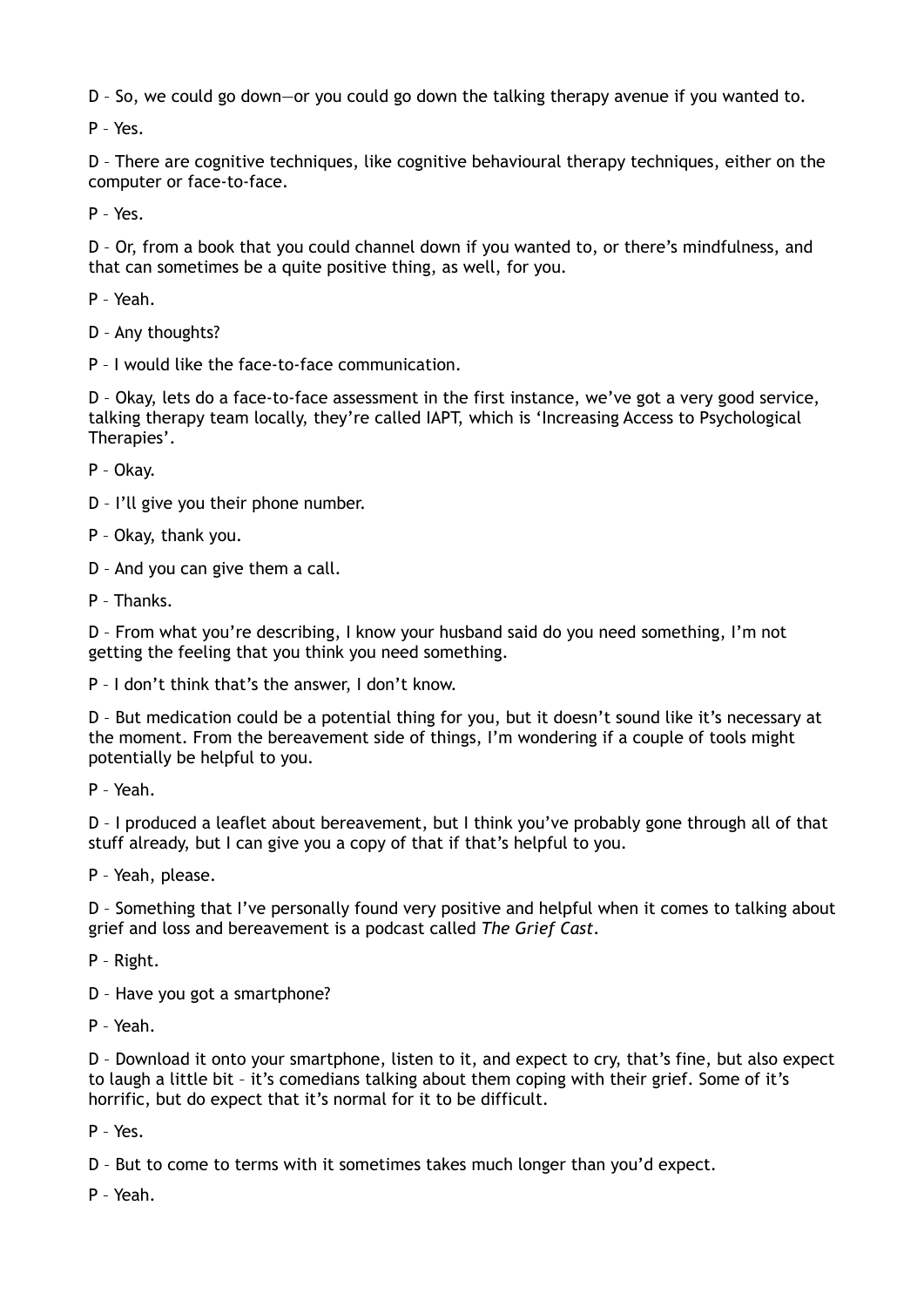D – So, we could go down—or you could go down the talking therapy avenue if you wanted to.

P – Yes.

D – There are cognitive techniques, like cognitive behavioural therapy techniques, either on the computer or face-to-face.

P – Yes.

D – Or, from a book that you could channel down if you wanted to, or there's mindfulness, and that can sometimes be a quite positive thing, as well, for you.

P – Yeah.

D – Any thoughts?

P – I would like the face-to-face communication.

D – Okay, lets do a face-to-face assessment in the first instance, we've got a very good service, talking therapy team locally, they're called IAPT, which is 'Increasing Access to Psychological Therapies'.

P – Okay.

D – I'll give you their phone number.

P – Okay, thank you.

D – And you can give them a call.

P – Thanks.

D – From what you're describing, I know your husband said do you need something, I'm not getting the feeling that you think you need something.

P – I don't think that's the answer, I don't know.

D – But medication could be a potential thing for you, but it doesn't sound like it's necessary at the moment. From the bereavement side of things, I'm wondering if a couple of tools might potentially be helpful to you.

P – Yeah.

D – I produced a leaflet about bereavement, but I think you've probably gone through all of that stuff already, but I can give you a copy of that if that's helpful to you.

P – Yeah, please.

D – Something that I've personally found very positive and helpful when it comes to talking about grief and loss and bereavement is a podcast called *The Grief Cast*.

P – Right.

D – Have you got a smartphone?

P – Yeah.

D – Download it onto your smartphone, listen to it, and expect to cry, that's fine, but also expect to laugh a little bit – it's comedians talking about them coping with their grief. Some of it's horrific, but do expect that it's normal for it to be difficult.

P – Yes.

D – But to come to terms with it sometimes takes much longer than you'd expect.

P – Yeah.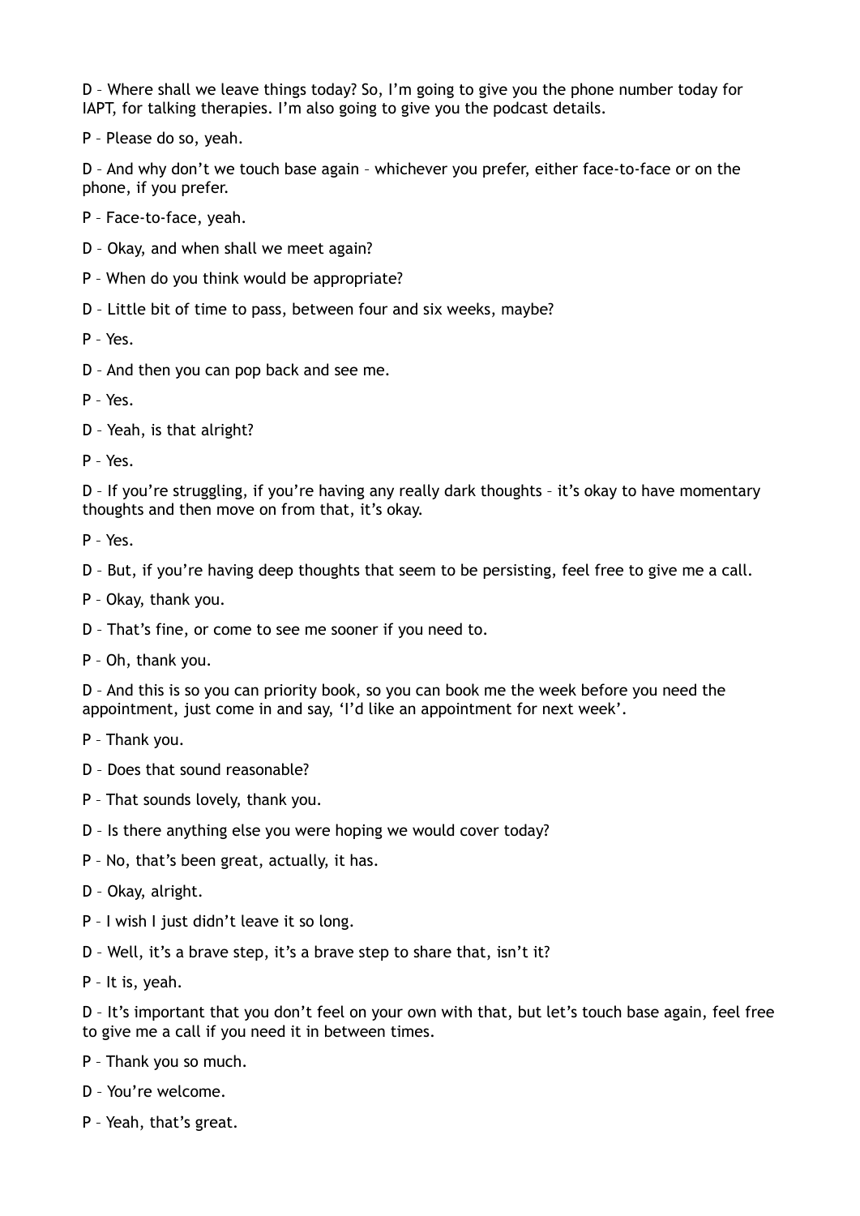D – Where shall we leave things today? So, I'm going to give you the phone number today for IAPT, for talking therapies. I'm also going to give you the podcast details.

P – Please do so, yeah.

D – And why don't we touch base again – whichever you prefer, either face-to-face or on the phone, if you prefer.

P – Face-to-face, yeah.

D – Okay, and when shall we meet again?

P – When do you think would be appropriate?

D – Little bit of time to pass, between four and six weeks, maybe?

P – Yes.

D – And then you can pop back and see me.

P – Yes.

D – Yeah, is that alright?

P – Yes.

D – If you're struggling, if you're having any really dark thoughts – it's okay to have momentary thoughts and then move on from that, it's okay.

P – Yes.

D – But, if you're having deep thoughts that seem to be persisting, feel free to give me a call.

P – Okay, thank you.

D – That's fine, or come to see me sooner if you need to.

P – Oh, thank you.

D – And this is so you can priority book, so you can book me the week before you need the appointment, just come in and say, 'I'd like an appointment for next week'.

P – Thank you.

D – Does that sound reasonable?

P – That sounds lovely, thank you.

D – Is there anything else you were hoping we would cover today?

P – No, that's been great, actually, it has.

D – Okay, alright.

P – I wish I just didn't leave it so long.

D – Well, it's a brave step, it's a brave step to share that, isn't it?

P – It is, yeah.

D – It's important that you don't feel on your own with that, but let's touch base again, feel free to give me a call if you need it in between times.

P – Thank you so much.

D – You're welcome.

P – Yeah, that's great.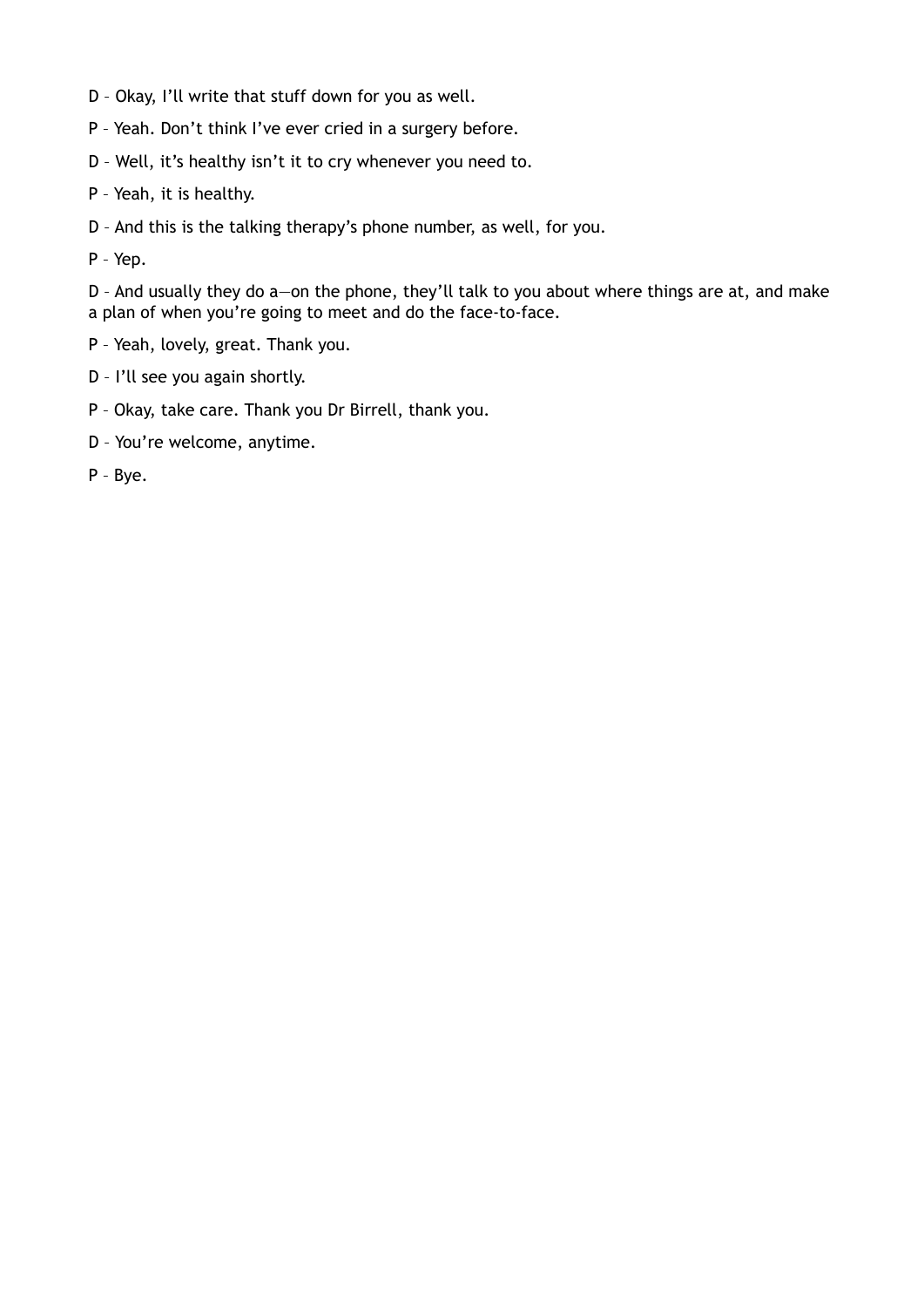D – Okay, I'll write that stuff down for you as well.

P – Yeah. Don't think I've ever cried in a surgery before.

D – Well, it's healthy isn't it to cry whenever you need to.

P – Yeah, it is healthy.

D – And this is the talking therapy's phone number, as well, for you.

P – Yep.

D – And usually they do a—on the phone, they'll talk to you about where things are at, and make a plan of when you're going to meet and do the face-to-face.

P – Yeah, lovely, great. Thank you.

D – I'll see you again shortly.

P – Okay, take care. Thank you Dr Birrell, thank you.

D – You're welcome, anytime.

P – Bye.